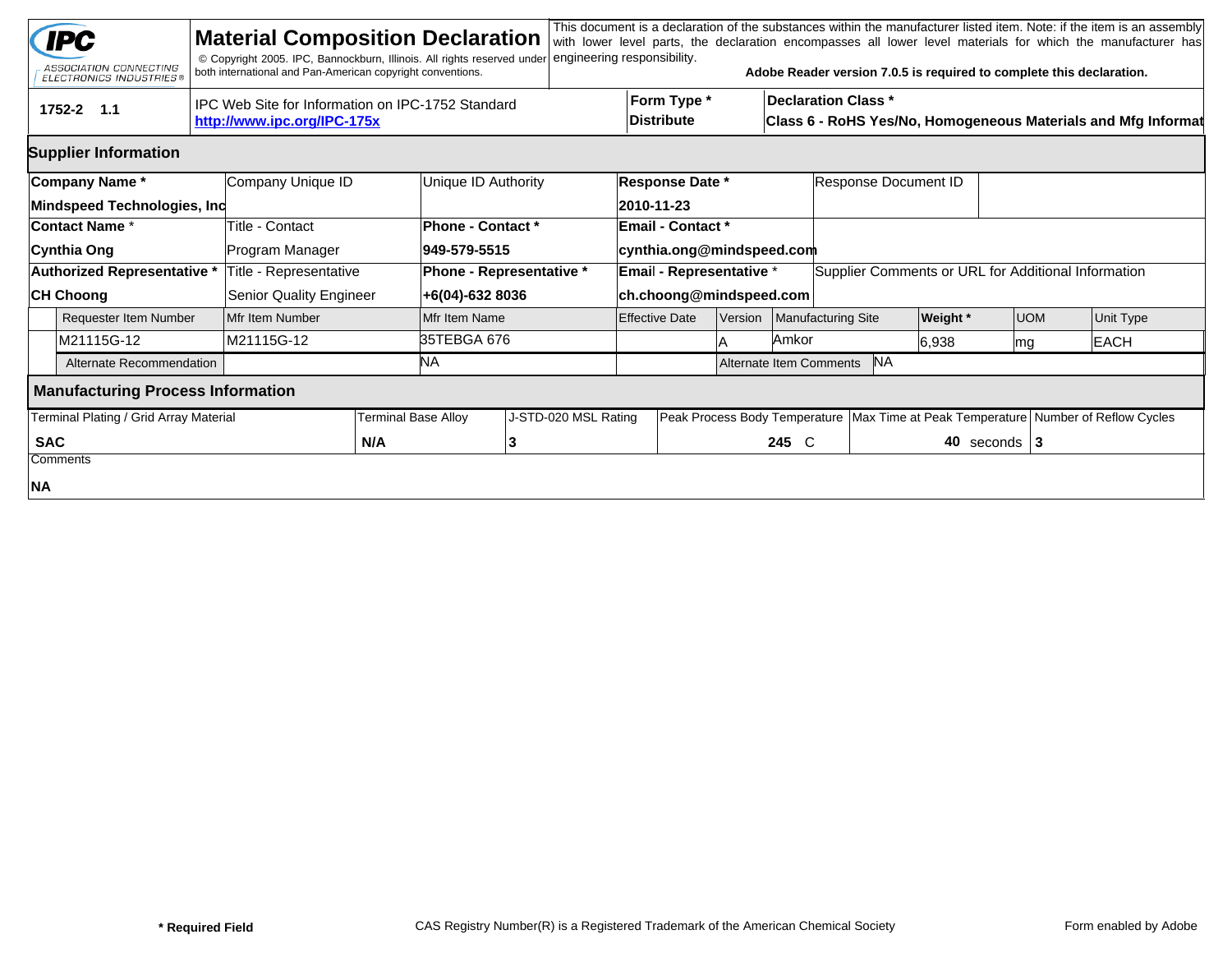**IPC** ASSOCIATION CONNECTING ELECTRONICS INDUSTRIES®

# Material Composition Declaration

© Copyright 2005. IPC, Bannockburn, Illinois. All rights reserved under both international and Pan-American copyright conventions.

This document is a declaration of the substances within the manufacturer listed item. Note: if the item is an assembly with lower level parts, the declaration encompasses all lower level materials for which the manufacturer has engineering responsibility.

**Adobe Reader version 7.0.5 is required to complete this declaration.**

| **1752-2 1.1** | IPC Web Site for Information on IPC-1752 Standard **http://www.ipc.org/IPC-175x** | **Form Type *** **Distribute** | **Declaration Class *** **Class 6 - RoHS Yes/No, Homogeneous Materials and Mfg Informat** |
|---|---|---|---|

## Supplier Information

| **Company Name *** | Company Unique ID | Unique ID Authority | **Response Date *** | Response Document ID |
|---|---|---|---|---|
| **Mindspeed Technologies, Inc** | | | **2010-11-23** | |
| **Contact Name *** | Title - Contact | **Phone - Contact *** | **Email - Contact *** | |
| **Cynthia Ong** | Program Manager | **949-579-5515** | **cynthia.ong@mindspeed.com** | |
| **Authorized Representative *** | Title - Representative | **Phone - Representative *** | **Email - Representative *** | Supplier Comments or URL for Additional Information |
| **CH Choong** | Senior Quality Engineer | **+6(04)-632 8036** | **ch.choong@mindspeed.com** | |

| Requester Item Number | Mfr Item Number | Mfr Item Name | Effective Date | Version | Manufacturing Site | **Weight *** | UOM | Unit Type |
|---|---|---|---|---|---|---|---|---|
| M21115G-12 | M21115G-12 | 35TEBGA 676 | | A | Amkor | 6,938 | mg | EACH |
| Alternate Recommendation | | NA | | Alternate Item Comments | NA | | | |

## Manufacturing Process Information

| Terminal Plating / Grid Array Material | Terminal Base Alloy | J-STD-020 MSL Rating | Peak Process Body Temperature | Max Time at Peak Temperature | Number of Reflow Cycles |
|---|---|---|---|---|---|
| **SAC** | **N/A** | **3** | **245** C | **40** seconds | **3** |

Comments

**NA**

**\* Required Field** CAS Registry Number(R) is a Registered Trademark of the American Chemical Society Form enabled by Adobe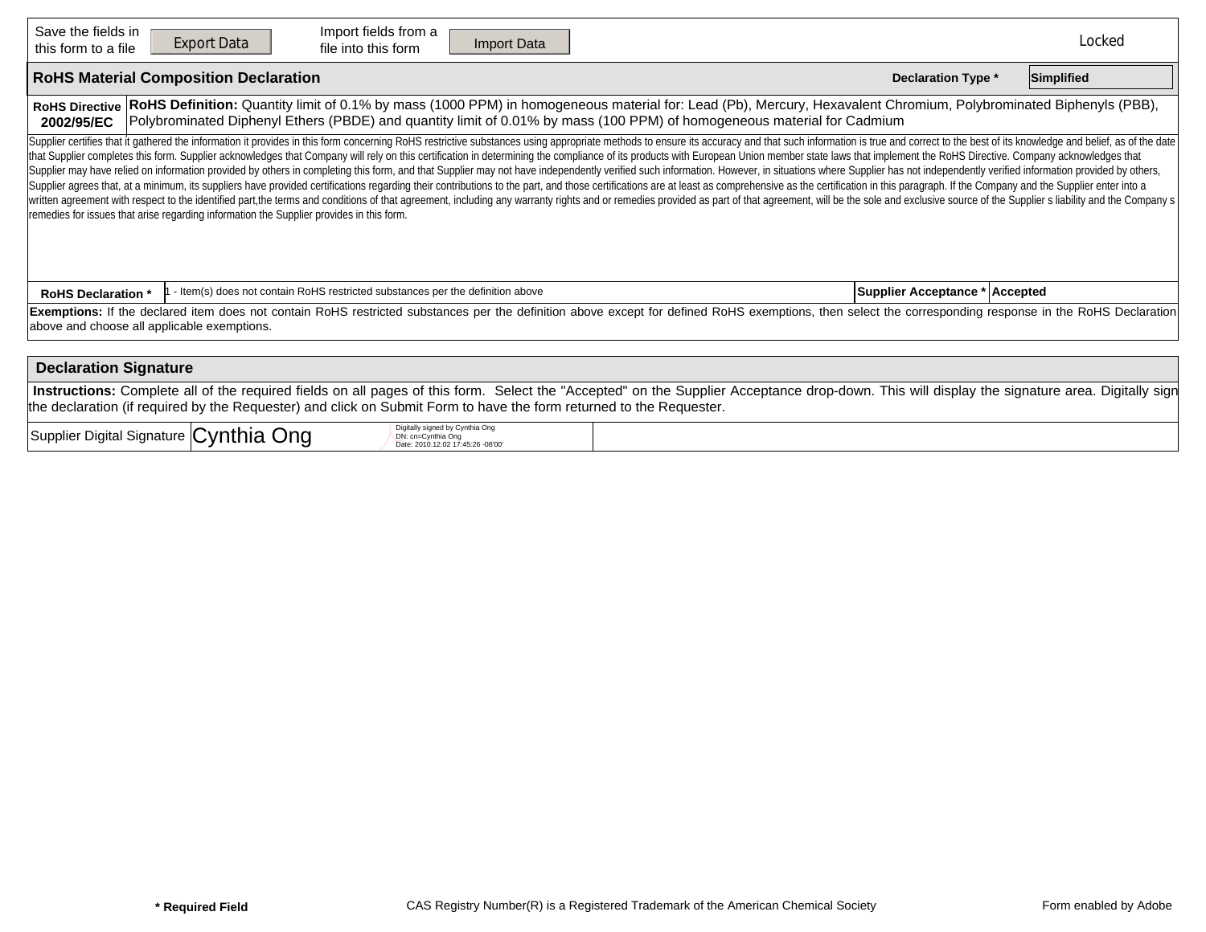| Save the fields in this form to a file | Export Data | Import fields from a file into this form | Import Data | Locked |
|---|---|---|---|---|

## RoHS Material Composition Declaration

**Declaration Type *** Simplified

| **RoHS Directive 2002/95/EC** | **RoHS Definition:** Quantity limit of 0.1% by mass (1000 PPM) in homogeneous material for: Lead (Pb), Mercury, Hexavalent Chromium, Polybrominated Biphenyls (PBB), Polybrominated Diphenyl Ethers (PBDE) and quantity limit of 0.01% by mass (100 PPM) of homogeneous material for Cadmium |
|---|---|

Supplier certifies that it gathered the information it provides in this form concerning RoHS restrictive substances using appropriate methods to ensure its accuracy and that such information is true and correct to the best of its knowledge and belief, as of the date that Supplier completes this form. Supplier acknowledges that Company will rely on this certification in determining the compliance of its products with European Union member state laws that implement the RoHS Directive. Company acknowledges that Supplier may have relied on information provided by others in completing this form, and that Supplier may not have independently verified such information. However, in situations where Supplier has not independently verified information provided by others, Supplier agrees that, at a minimum, its suppliers have provided certifications regarding their contributions to the part, and those certifications are at least as comprehensive as the certification in this paragraph. If the Company and the Supplier enter into a written agreement with respect to the identified part,the terms and conditions of that agreement, including any warranty rights and or remedies provided as part of that agreement, will be the sole and exclusive source of the Supplier s liability and the Company s remedies for issues that arise regarding information the Supplier provides in this form.

| **RoHS Declaration *** | 1 - Item(s) does not contain RoHS restricted substances per the definition above | **Supplier Acceptance *** | **Accepted** |
|---|---|---|---|

**Exemptions:** If the declared item does not contain RoHS restricted substances per the definition above except for defined RoHS exemptions, then select the corresponding response in the RoHS Declaration above and choose all applicable exemptions.

## Declaration Signature

**Instructions:** Complete all of the required fields on all pages of this form. Select the "Accepted" on the Supplier Acceptance drop-down. This will display the signature area. Digitally sign the declaration (if required by the Requester) and click on Submit Form to have the form returned to the Requester.

| Supplier Digital Signature | Cynthia Ong — Digitally signed by Cynthia Ong DN: cn=Cynthia Ong Date: 2010.12.02 17:45:26 -08'00' | |
|---|---|---|

**\* Required Field** CAS Registry Number(R) is a Registered Trademark of the American Chemical Society Form enabled by Adobe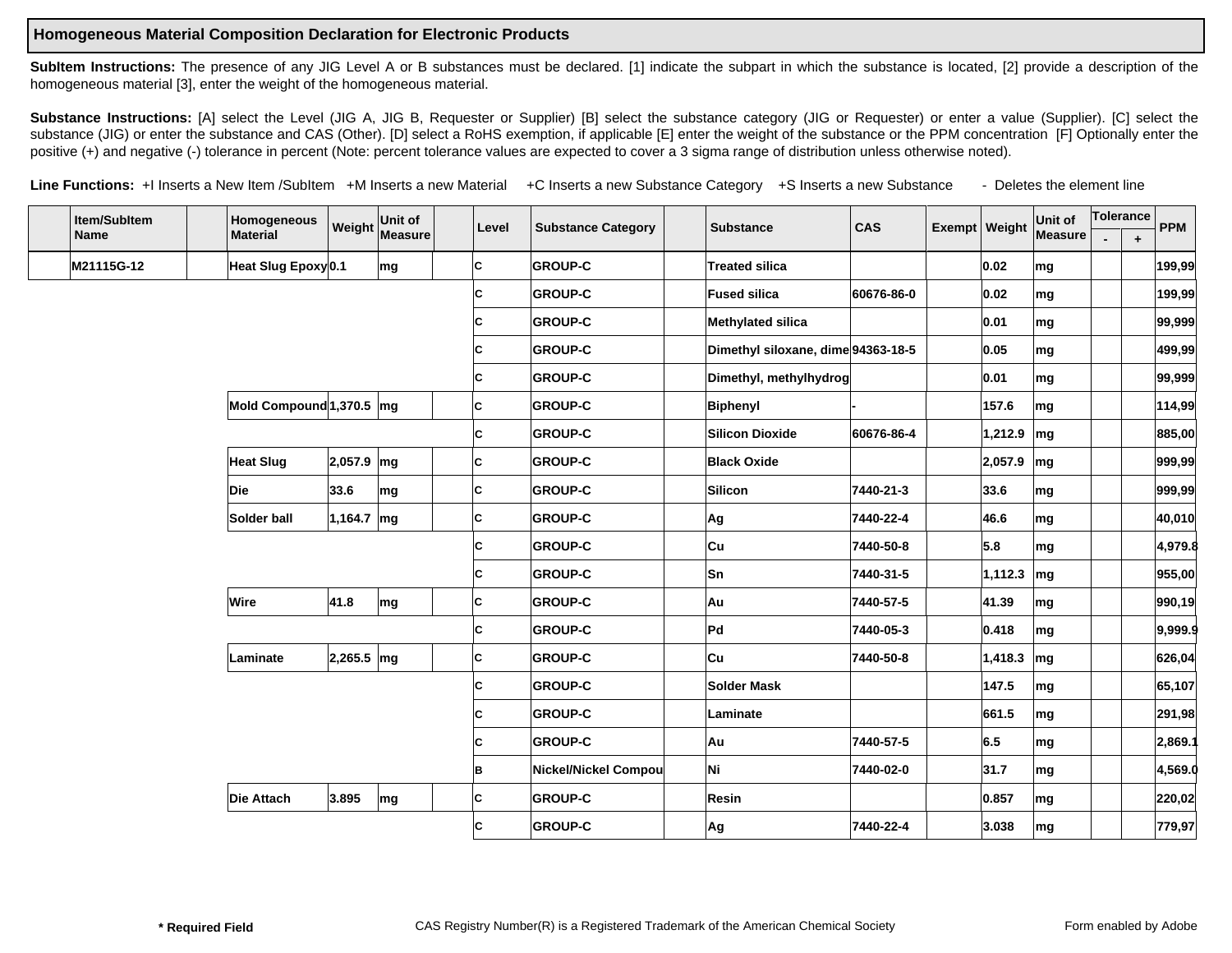**Homogeneous Material Composition Declaration for Electronic Products**

**SubItem Instructions:** The presence of any JIG Level A or B substances must be declared. [1] indicate the subpart in which the substance is located, [2] provide a description of the homogeneous material [3], enter the weight of the homogeneous material.

**Substance Instructions:** [A] select the Level (JIG A, JIG B, Requester or Supplier) [B] select the substance category (JIG or Requester) or enter a value (Supplier). [C] select the substance (JIG) or enter the substance and CAS (Other). [D] select a RoHS exemption, if applicable [E] enter the weight of the substance or the PPM concentration [F] Optionally enter the positive (+) and negative (-) tolerance in percent (Note: percent tolerance values are expected to cover a 3 sigma range of distribution unless otherwise noted).

**Line Functions:** +I Inserts a New Item /SubItem +M Inserts a new Material +C Inserts a new Substance Category +S Inserts a new Substance - Deletes the element line

| | Item/SubItem Name | | Homogeneous Material | Weight | Unit of Measure | | Level | Substance Category | | Substance | CAS | Exempt | Weight | Unit of Measure | Tolerance | | PPM |
|---|---|---|---|---|---|---|---|---|---|---|---|---|---|---|---|---|---|
| | | | | | | | | | | | | | | | - | + | |
| | M21115G-12 | | Heat Slug Epoxy | 0.1 | mg | | C | GROUP-C | | Treated silica | | | 0.02 | mg | | | 199,99 |
| | | | | | | | C | GROUP-C | | Fused silica | 60676-86-0 | | 0.02 | mg | | | 199,99 |
| | | | | | | | C | GROUP-C | | Methylated silica | | | 0.01 | mg | | | 99,999 |
| | | | | | | | C | GROUP-C | | Dimethyl siloxane, dime | 94363-18-5 | | 0.05 | mg | | | 499,99 |
| | | | | | | | C | GROUP-C | | Dimethyl, methylhydrog | | | 0.01 | mg | | | 99,999 |
| | | | Mold Compound | 1,370.5 | mg | | C | GROUP-C | | Biphenyl | - | | 157.6 | mg | | | 114,99 |
| | | | | | | | C | GROUP-C | | Silicon Dioxide | 60676-86-4 | | 1,212.9 | mg | | | 885,00 |
| | | | Heat Slug | 2,057.9 | mg | | C | GROUP-C | | Black Oxide | | | 2,057.9 | mg | | | 999,99 |
| | | | Die | 33.6 | mg | | C | GROUP-C | | Silicon | 7440-21-3 | | 33.6 | mg | | | 999,99 |
| | | | Solder ball | 1,164.7 | mg | | C | GROUP-C | | Ag | 7440-22-4 | | 46.6 | mg | | | 40,010 |
| | | | | | | | C | GROUP-C | | Cu | 7440-50-8 | | 5.8 | mg | | | 4,979.8 |
| | | | | | | | C | GROUP-C | | Sn | 7440-31-5 | | 1,112.3 | mg | | | 955,00 |
| | | | Wire | 41.8 | mg | | C | GROUP-C | | Au | 7440-57-5 | | 41.39 | mg | | | 990,19 |
| | | | | | | | C | GROUP-C | | Pd | 7440-05-3 | | 0.418 | mg | | | 9,999.9 |
| | | | Laminate | 2,265.5 | mg | | C | GROUP-C | | Cu | 7440-50-8 | | 1,418.3 | mg | | | 626,04 |
| | | | | | | | C | GROUP-C | | Solder Mask | | | 147.5 | mg | | | 65,107 |
| | | | | | | | C | GROUP-C | | Laminate | | | 661.5 | mg | | | 291,98 |
| | | | | | | | C | GROUP-C | | Au | 7440-57-5 | | 6.5 | mg | | | 2,869.1 |
| | | | | | | | B | Nickel/Nickel Compou | | Ni | 7440-02-0 | | 31.7 | mg | | | 4,569.0 |
| | | | Die Attach | 3.895 | mg | | C | GROUP-C | | Resin | | | 0.857 | mg | | | 220,02 |
| | | | | | | | C | GROUP-C | | Ag | 7440-22-4 | | 3.038 | mg | | | 779,97 |

**\* Required Field** CAS Registry Number(R) is a Registered Trademark of the American Chemical Society Form enabled by Adobe